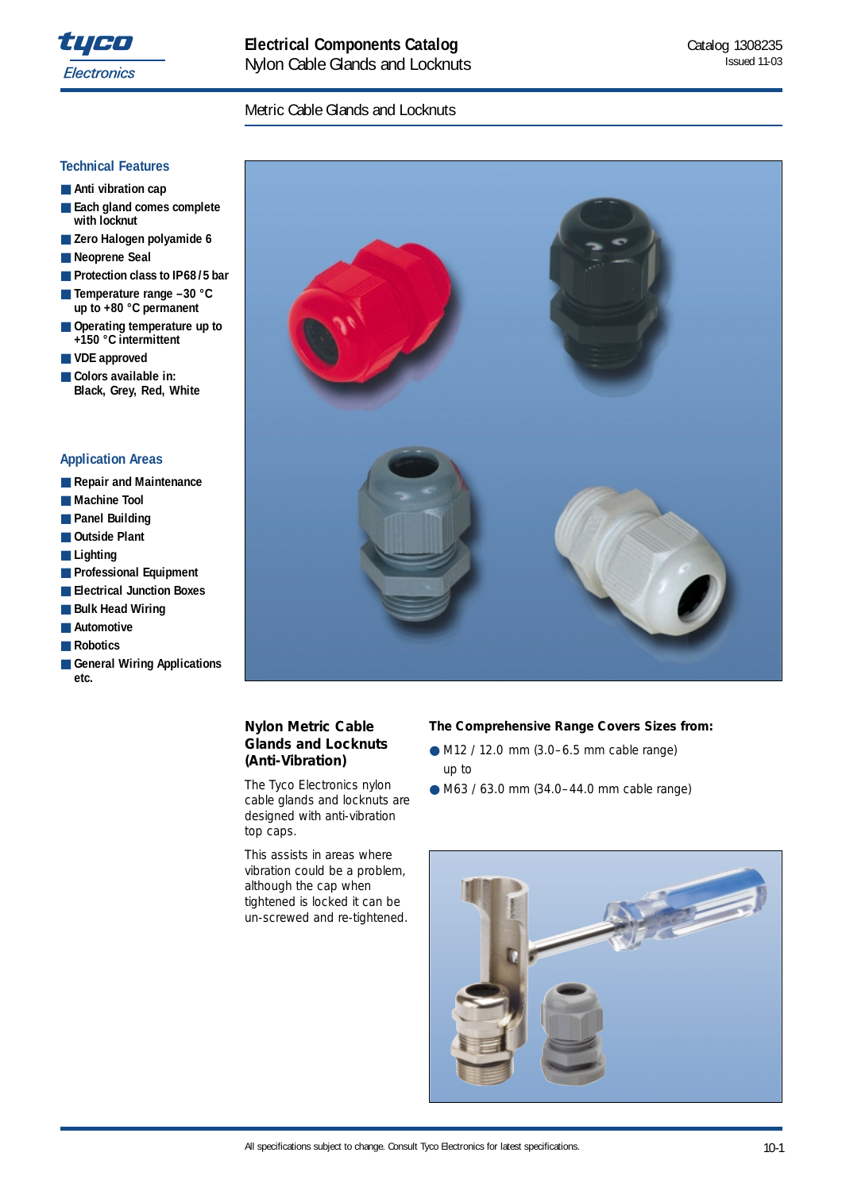# Metric Cable Glands and Locknuts

## Technical Features

- Anti vibration cap
- Each gland comes complete with locknut
- Zero Halogen polyamide 6
- Neoprene Seal
- Protection class to IP68 / 5 bar
- Temperature range –30 °C up to +80 °C permanent
- Operating temperature up to +150 °C intermittent
- VDE approved
- Colors available in: Black, Grey, Red, White

## Application Areas

- Repair and Maintenance
- Machine Tool
- Panel Building
- Outside Plant
- Lighting
- Professional Equipment
- Electrical Junction Boxes
- Bulk Head Wiring
- Automotive
- Robotics
- General Wiring Applications etc.

## Nylon Metric Cable Glands and Locknuts (Anti-Vibration)

The Tyco Electronics nylon cable glands and locknuts are designed with anti-vibration top caps.

This assists in areas where vibration could be a problem, although the cap when tightened is locked it can be un-screwed and re-tightened.

### The Comprehensive Range Covers Sizes from:

- M12 / 12.0 mm (3.0–6.5 mm cable range) up to
- M63 / 63.0 mm (34.0–44.0 mm cable range)

All specifications subject to change. Consult Tyco Electronics for latest specifications.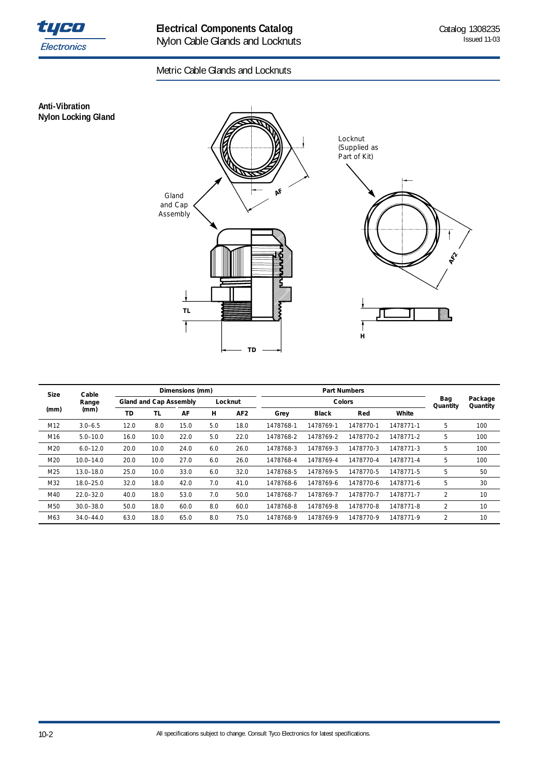## Metric Cable Glands and Locknuts

### Anti-Vibration Nylon Locking Gland

Locknut (Supplied as Part of Kit)

Gland and Cap Assembly

AF AF2 TL TD H

| Size (mm) | Cable Range (mm) | Dimensions (mm) | | | | | Part Numbers | | | | Bag Quantity | Package Quantity |
|---|---|---|---|---|---|---|---|---|---|---|---|---|
| | | Gland and Cap Assembly | | | Locknut | | Colors | | | | | |
| | | TD | TL | AF | H | AF2 | Grey | Black | Red | White | | |
| M12 | 3.0–6.5 | 12.0 | 8.0 | 15.0 | 5.0 | 18.0 | 1478768-1 | 1478769-1 | 1478770-1 | 1478771-1 | 5 | 100 |
| M16 | 5.0–10.0 | 16.0 | 10.0 | 22.0 | 5.0 | 22.0 | 1478768-2 | 1478769-2 | 1478770-2 | 1478771-2 | 5 | 100 |
| M20 | 6.0–12.0 | 20.0 | 10.0 | 24.0 | 6.0 | 26.0 | 1478768-3 | 1478769-3 | 1478770-3 | 1478771-3 | 5 | 100 |
| M20 | 10.0–14.0 | 20.0 | 10.0 | 27.0 | 6.0 | 26.0 | 1478768-4 | 1478769-4 | 1478770-4 | 1478771-4 | 5 | 100 |
| M25 | 13.0–18.0 | 25.0 | 10.0 | 33.0 | 6.0 | 32.0 | 1478768-5 | 1478769-5 | 1478770-5 | 1478771-5 | 5 | 50 |
| M32 | 18.0–25.0 | 32.0 | 18.0 | 42.0 | 7.0 | 41.0 | 1478768-6 | 1478769-6 | 1478770-6 | 1478771-6 | 5 | 30 |
| M40 | 22.0–32.0 | 40.0 | 18.0 | 53.0 | 7.0 | 50.0 | 1478768-7 | 1478769-7 | 1478770-7 | 1478771-7 | 2 | 10 |
| M50 | 30.0–38.0 | 50.0 | 18.0 | 60.0 | 8.0 | 60.0 | 1478768-8 | 1478769-8 | 1478770-8 | 1478771-8 | 2 | 10 |
| M63 | 34.0–44.0 | 63.0 | 18.0 | 65.0 | 8.0 | 75.0 | 1478768-9 | 1478769-9 | 1478770-9 | 1478771-9 | 2 | 10 |

All specifications subject to change. Consult Tyco Electronics for latest specifications.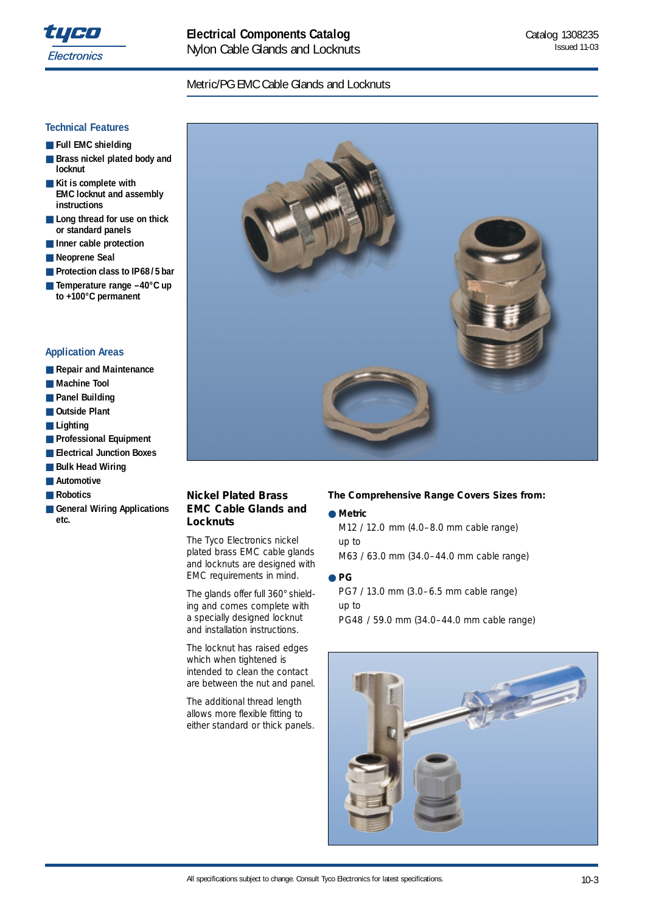## Metric/PG EMC Cable Glands and Locknuts

### Technical Features

- **Full EMC shielding**
- **Brass nickel plated body and locknut**
- **Kit is complete with EMC locknut and assembly instructions**
- **Long thread for use on thick or standard panels**
- **Inner cable protection**
- **Neoprene Seal**
- **Protection class to IP68 / 5 bar**
- **Temperature range –40°C up to +100°C permanent**

### Application Areas

- **Repair and Maintenance**
- **Machine Tool**
- **Panel Building**
- **Outside Plant**
- **Lighting**
- **Professional Equipment**
- **Electrical Junction Boxes**
- **Bulk Head Wiring**
- **Automotive**
- **Robotics**
- **General Wiring Applications etc.**

### Nickel Plated Brass EMC Cable Glands and Locknuts

The Tyco Electronics nickel plated brass EMC cable glands and locknuts are designed with EMC requirements in mind.

The glands offer full 360° shielding and comes complete with a specially designed locknut and installation instructions.

The locknut has raised edges which when tightened is intended to clean the contact are between the nut and panel.

The additional thread length allows more flexible fitting to either standard or thick panels.

### The Comprehensive Range Covers Sizes from:

- **Metric**

  M12 / 12.0 mm (4.0–8.0 mm cable range)
  up to
  M63 / 63.0 mm (34.0–44.0 mm cable range)

- **PG**

  PG7 / 13.0 mm (3.0–6.5 mm cable range)
  up to
  PG48 / 59.0 mm (34.0–44.0 mm cable range)

All specifications subject to change. Consult Tyco Electronics for latest specifications.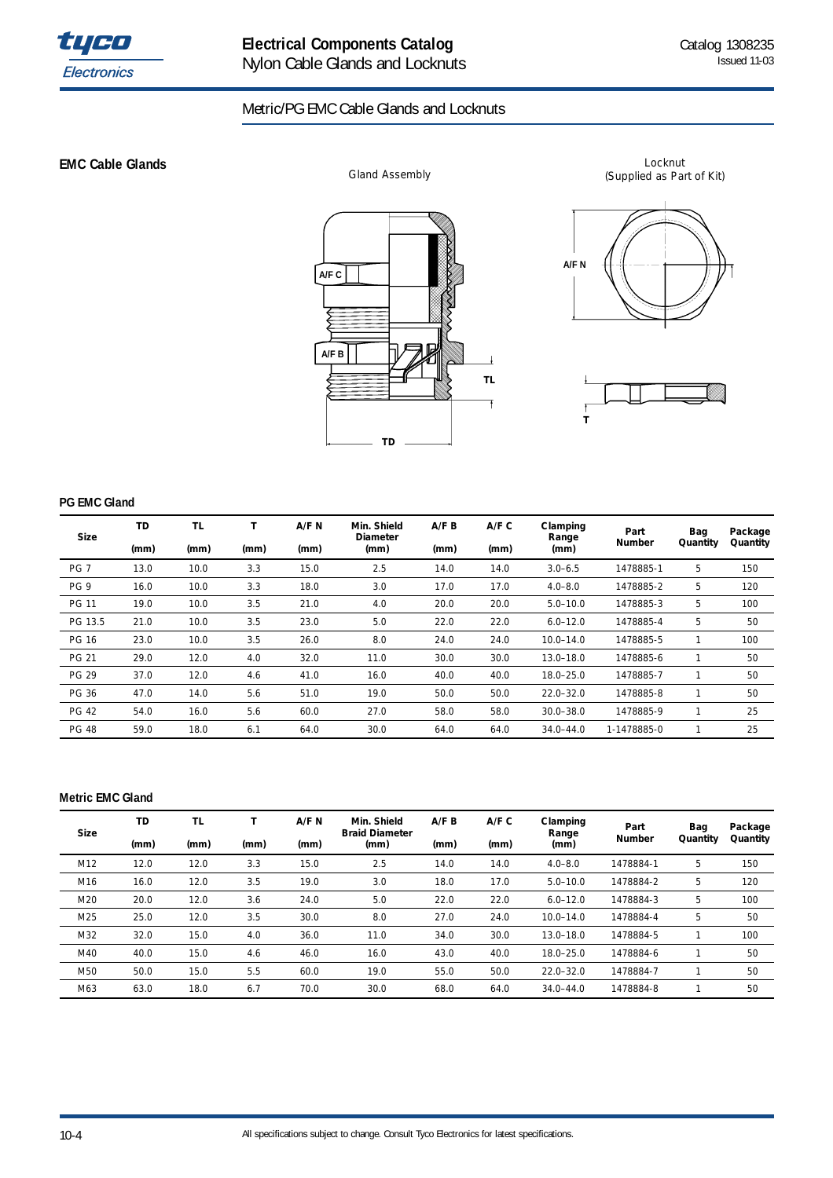## Metric/PG EMC Cable Glands and Locknuts

### EMC Cable Glands

Gland Assembly

Locknut (Supplied as Part of Kit)

A/F C

A/F B

A/F N

TL

TD

T

### PG EMC Gland

| Size | TD (mm) | TL (mm) | T (mm) | A/F N (mm) | Min. Shield Diameter (mm) | A/F B (mm) | A/F C (mm) | Clamping Range (mm) | Part Number | Bag Quantity | Package Quantity |
|---|---|---|---|---|---|---|---|---|---|---|---|
| PG 7 | 13.0 | 10.0 | 3.3 | 15.0 | 2.5 | 14.0 | 14.0 | 3.0–6.5 | 1478885-1 | 5 | 150 |
| PG 9 | 16.0 | 10.0 | 3.3 | 18.0 | 3.0 | 17.0 | 17.0 | 4.0–8.0 | 1478885-2 | 5 | 120 |
| PG 11 | 19.0 | 10.0 | 3.5 | 21.0 | 4.0 | 20.0 | 20.0 | 5.0–10.0 | 1478885-3 | 5 | 100 |
| PG 13.5 | 21.0 | 10.0 | 3.5 | 23.0 | 5.0 | 22.0 | 22.0 | 6.0–12.0 | 1478885-4 | 5 | 50 |
| PG 16 | 23.0 | 10.0 | 3.5 | 26.0 | 8.0 | 24.0 | 24.0 | 10.0–14.0 | 1478885-5 | 1 | 100 |
| PG 21 | 29.0 | 12.0 | 4.0 | 32.0 | 11.0 | 30.0 | 30.0 | 13.0–18.0 | 1478885-6 | 1 | 50 |
| PG 29 | 37.0 | 12.0 | 4.6 | 41.0 | 16.0 | 40.0 | 40.0 | 18.0–25.0 | 1478885-7 | 1 | 50 |
| PG 36 | 47.0 | 14.0 | 5.6 | 51.0 | 19.0 | 50.0 | 50.0 | 22.0–32.0 | 1478885-8 | 1 | 50 |
| PG 42 | 54.0 | 16.0 | 5.6 | 60.0 | 27.0 | 58.0 | 58.0 | 30.0–38.0 | 1478885-9 | 1 | 25 |
| PG 48 | 59.0 | 18.0 | 6.1 | 64.0 | 30.0 | 64.0 | 64.0 | 34.0–44.0 | 1-1478885-0 | 1 | 25 |

### Metric EMC Gland

| Size | TD (mm) | TL (mm) | T (mm) | A/F N (mm) | Min. Shield Braid Diameter (mm) | A/F B (mm) | A/F C (mm) | Clamping Range (mm) | Part Number | Bag Quantity | Package Quantity |
|---|---|---|---|---|---|---|---|---|---|---|---|
| M12 | 12.0 | 12.0 | 3.3 | 15.0 | 2.5 | 14.0 | 14.0 | 4.0–8.0 | 1478884-1 | 5 | 150 |
| M16 | 16.0 | 12.0 | 3.5 | 19.0 | 3.0 | 18.0 | 17.0 | 5.0–10.0 | 1478884-2 | 5 | 120 |
| M20 | 20.0 | 12.0 | 3.6 | 24.0 | 5.0 | 22.0 | 22.0 | 6.0–12.0 | 1478884-3 | 5 | 100 |
| M25 | 25.0 | 12.0 | 3.5 | 30.0 | 8.0 | 27.0 | 24.0 | 10.0–14.0 | 1478884-4 | 5 | 50 |
| M32 | 32.0 | 15.0 | 4.0 | 36.0 | 11.0 | 34.0 | 30.0 | 13.0–18.0 | 1478884-5 | 1 | 100 |
| M40 | 40.0 | 15.0 | 4.6 | 46.0 | 16.0 | 43.0 | 40.0 | 18.0–25.0 | 1478884-6 | 1 | 50 |
| M50 | 50.0 | 15.0 | 5.5 | 60.0 | 19.0 | 55.0 | 50.0 | 22.0–32.0 | 1478884-7 | 1 | 50 |
| M63 | 63.0 | 18.0 | 6.7 | 70.0 | 30.0 | 68.0 | 64.0 | 34.0–44.0 | 1478884-8 | 1 | 50 |

All specifications subject to change. Consult Tyco Electronics for latest specifications.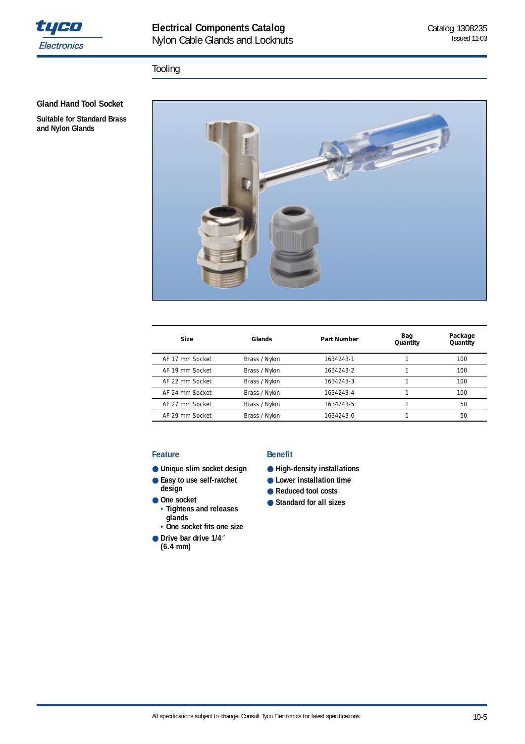## Tooling

### Gland Hand Tool Socket

**Suitable for Standard Brass and Nylon Glands**

| Size | Glands | Part Number | Bag Quantity | Package Quantity |
|---|---|---|---|---|
| AF 17 mm Socket | Brass / Nylon | 1634243-1 | 1 | 100 |
| AF 19 mm Socket | Brass / Nylon | 1634243-2 | 1 | 100 |
| AF 22 mm Socket | Brass / Nylon | 1634243-3 | 1 | 100 |
| AF 24 mm Socket | Brass / Nylon | 1634243-4 | 1 | 100 |
| AF 27 mm Socket | Brass / Nylon | 1634243-5 | 1 | 50 |
| AF 29 mm Socket | Brass / Nylon | 1634243-6 | 1 | 50 |

#### Feature

- Unique slim socket design
- Easy to use self-ratchet design
- One socket
  - Tightens and releases glands
  - One socket fits one size
- Drive bar drive 1/4″ (6.4 mm)

#### Benefit

- High-density installations
- Lower installation time
- Reduced tool costs
- Standard for all sizes

All specifications subject to change. Consult Tyco Electronics for latest specifications.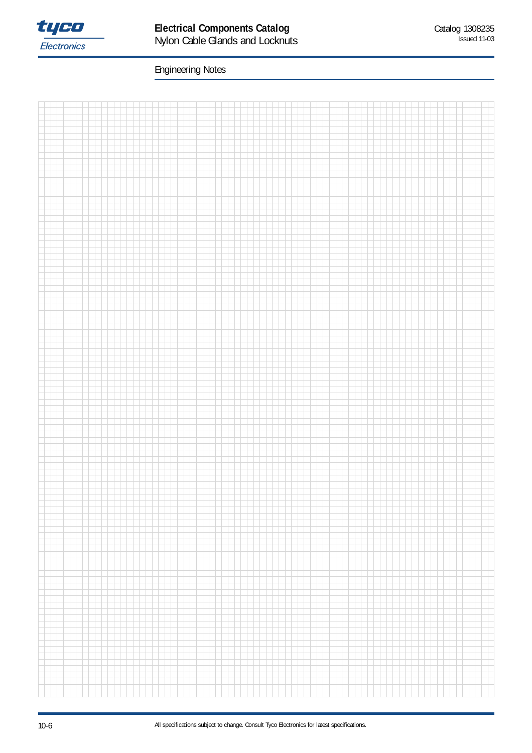## Engineering Notes